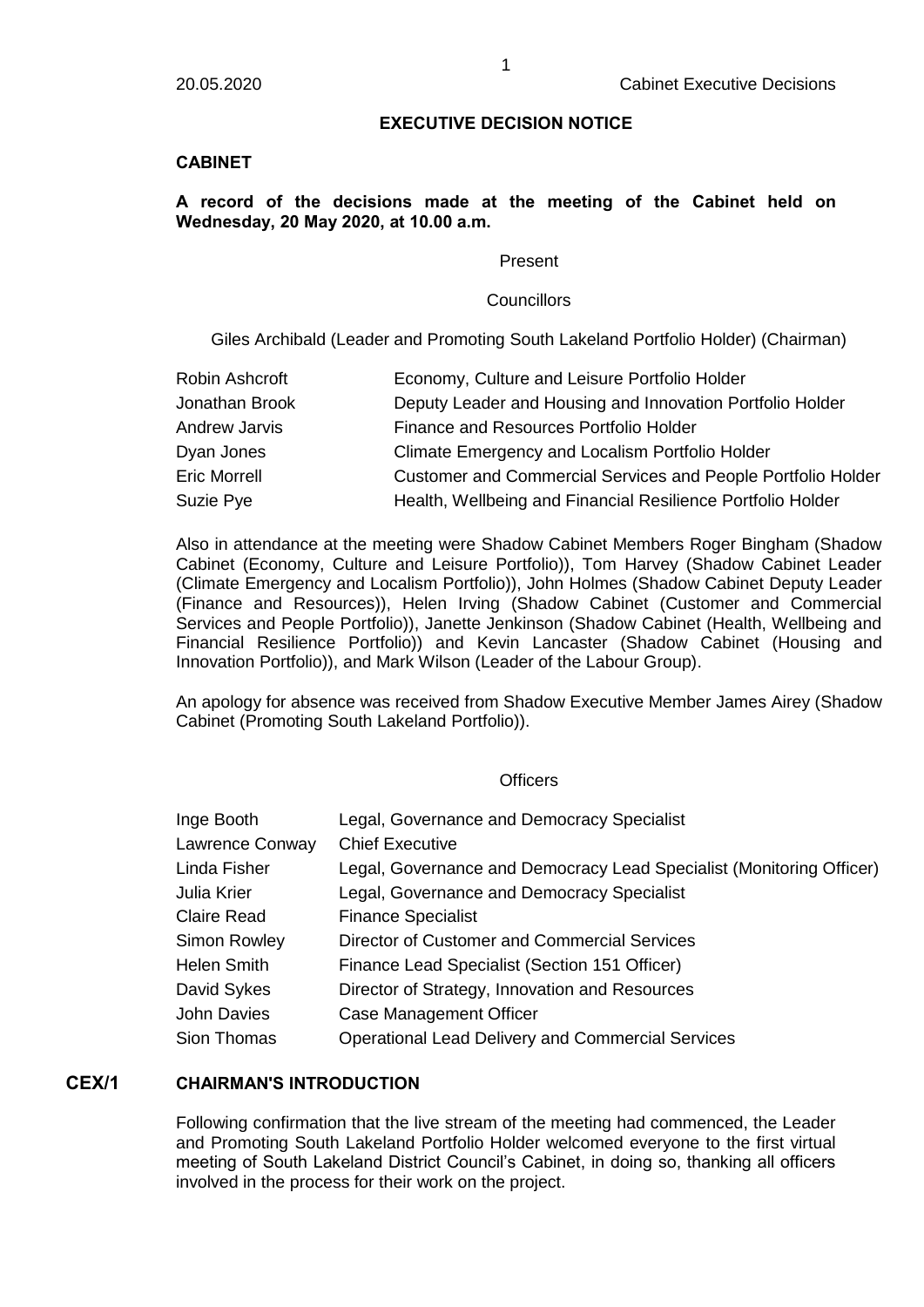# EXECUTIVE DECISION NOTICE

## CABINET

**A record of the decisions made at the meeting of the Cabinet held on Wednesday, 20 May 2020, at 10.00 a.m.**

Present

Councillors

Giles Archibald (Leader and Promoting South Lakeland Portfolio Holder) (Chairman)

| | |
|---|---|
| Robin Ashcroft | Economy, Culture and Leisure Portfolio Holder |
| Jonathan Brook | Deputy Leader and Housing and Innovation Portfolio Holder |
| Andrew Jarvis | Finance and Resources Portfolio Holder |
| Dyan Jones | Climate Emergency and Localism Portfolio Holder |
| Eric Morrell | Customer and Commercial Services and People Portfolio Holder |
| Suzie Pye | Health, Wellbeing and Financial Resilience Portfolio Holder |

Also in attendance at the meeting were Shadow Cabinet Members Roger Bingham (Shadow Cabinet (Economy, Culture and Leisure Portfolio)), Tom Harvey (Shadow Cabinet Leader (Climate Emergency and Localism Portfolio)), John Holmes (Shadow Cabinet Deputy Leader (Finance and Resources)), Helen Irving (Shadow Cabinet (Customer and Commercial Services and People Portfolio)), Janette Jenkinson (Shadow Cabinet (Health, Wellbeing and Financial Resilience Portfolio)) and Kevin Lancaster (Shadow Cabinet (Housing and Innovation Portfolio)), and Mark Wilson (Leader of the Labour Group).

An apology for absence was received from Shadow Executive Member James Airey (Shadow Cabinet (Promoting South Lakeland Portfolio)).

Officers

| | |
|---|---|
| Inge Booth | Legal, Governance and Democracy Specialist |
| Lawrence Conway | Chief Executive |
| Linda Fisher | Legal, Governance and Democracy Lead Specialist (Monitoring Officer) |
| Julia Krier | Legal, Governance and Democracy Specialist |
| Claire Read | Finance Specialist |
| Simon Rowley | Director of Customer and Commercial Services |
| Helen Smith | Finance Lead Specialist (Section 151 Officer) |
| David Sykes | Director of Strategy, Innovation and Resources |
| John Davies | Case Management Officer |
| Sion Thomas | Operational Lead Delivery and Commercial Services |

## CEX/1 CHAIRMAN'S INTRODUCTION

Following confirmation that the live stream of the meeting had commenced, the Leader and Promoting South Lakeland Portfolio Holder welcomed everyone to the first virtual meeting of South Lakeland District Council's Cabinet, in doing so, thanking all officers involved in the process for their work on the project.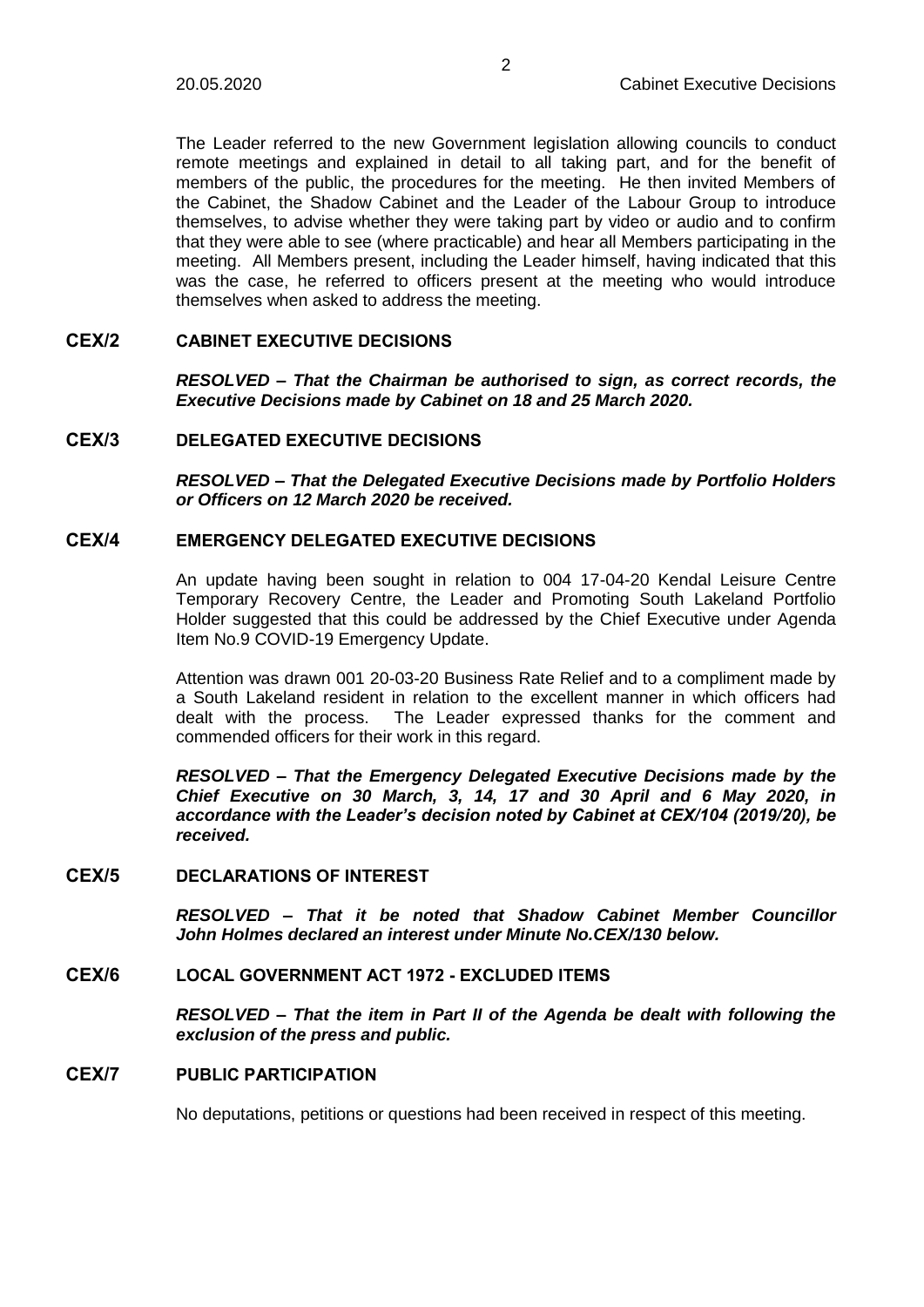The Leader referred to the new Government legislation allowing councils to conduct remote meetings and explained in detail to all taking part, and for the benefit of members of the public, the procedures for the meeting. He then invited Members of the Cabinet, the Shadow Cabinet and the Leader of the Labour Group to introduce themselves, to advise whether they were taking part by video or audio and to confirm that they were able to see (where practicable) and hear all Members participating in the meeting. All Members present, including the Leader himself, having indicated that this was the case, he referred to officers present at the meeting who would introduce themselves when asked to address the meeting.

## CEX/2 CABINET EXECUTIVE DECISIONS

***RESOLVED – That the Chairman be authorised to sign, as correct records, the Executive Decisions made by Cabinet on 18 and 25 March 2020.***

## CEX/3 DELEGATED EXECUTIVE DECISIONS

***RESOLVED – That the Delegated Executive Decisions made by Portfolio Holders or Officers on 12 March 2020 be received.***

## CEX/4 EMERGENCY DELEGATED EXECUTIVE DECISIONS

An update having been sought in relation to 004 17-04-20 Kendal Leisure Centre Temporary Recovery Centre, the Leader and Promoting South Lakeland Portfolio Holder suggested that this could be addressed by the Chief Executive under Agenda Item No.9 COVID-19 Emergency Update.

Attention was drawn 001 20-03-20 Business Rate Relief and to a compliment made by a South Lakeland resident in relation to the excellent manner in which officers had dealt with the process. The Leader expressed thanks for the comment and commended officers for their work in this regard.

***RESOLVED – That the Emergency Delegated Executive Decisions made by the Chief Executive on 30 March, 3, 14, 17 and 30 April and 6 May 2020, in accordance with the Leader's decision noted by Cabinet at CEX/104 (2019/20), be received.***

## CEX/5 DECLARATIONS OF INTEREST

***RESOLVED – That it be noted that Shadow Cabinet Member Councillor John Holmes declared an interest under Minute No.CEX/130 below.***

## CEX/6 LOCAL GOVERNMENT ACT 1972 - EXCLUDED ITEMS

***RESOLVED – That the item in Part II of the Agenda be dealt with following the exclusion of the press and public.***

## CEX/7 PUBLIC PARTICIPATION

No deputations, petitions or questions had been received in respect of this meeting.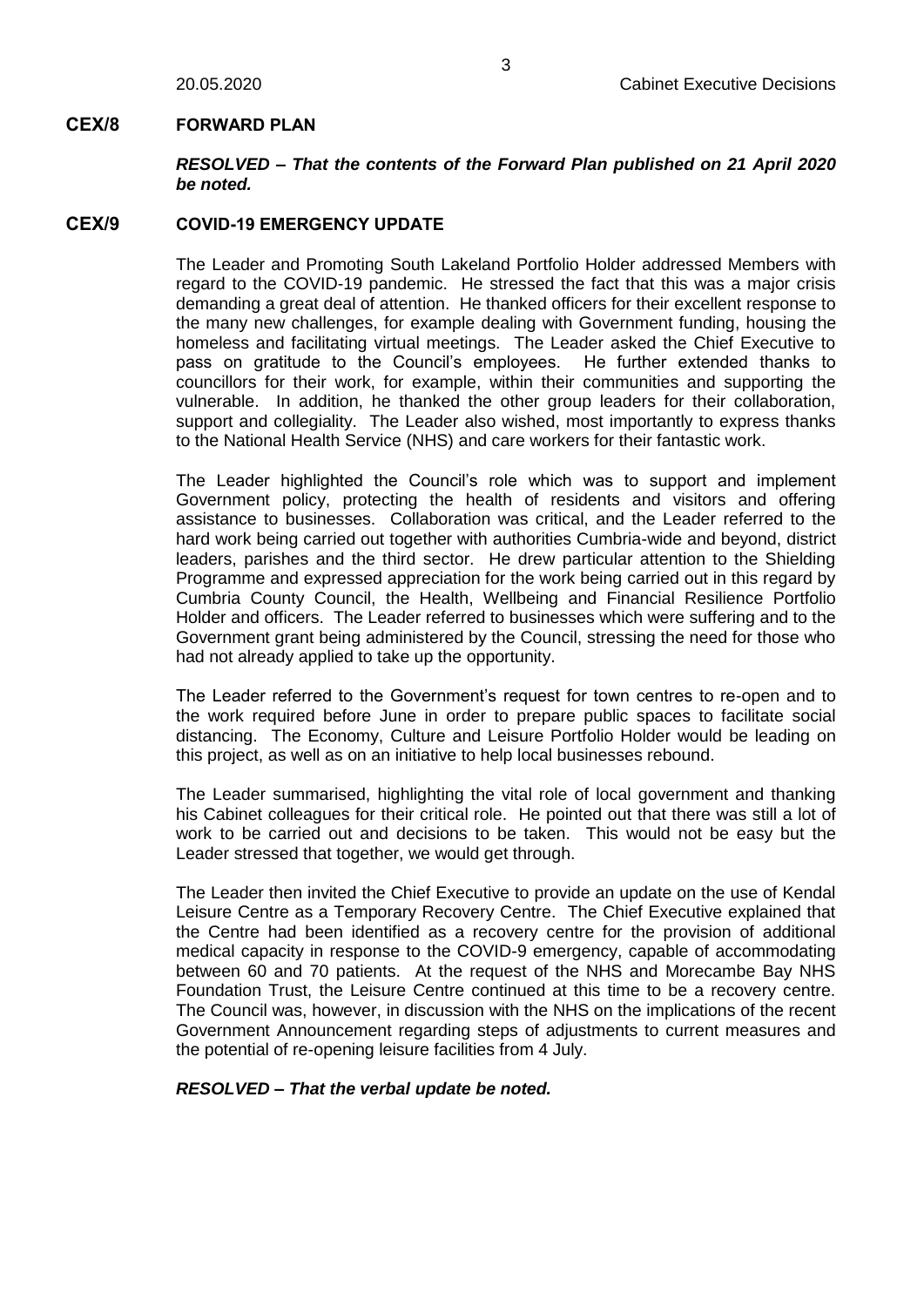## CEX/8 FORWARD PLAN

***RESOLVED – That the contents of the Forward Plan published on 21 April 2020 be noted.***

## CEX/9 COVID-19 EMERGENCY UPDATE

The Leader and Promoting South Lakeland Portfolio Holder addressed Members with regard to the COVID-19 pandemic. He stressed the fact that this was a major crisis demanding a great deal of attention. He thanked officers for their excellent response to the many new challenges, for example dealing with Government funding, housing the homeless and facilitating virtual meetings. The Leader asked the Chief Executive to pass on gratitude to the Council's employees. He further extended thanks to councillors for their work, for example, within their communities and supporting the vulnerable. In addition, he thanked the other group leaders for their collaboration, support and collegiality. The Leader also wished, most importantly to express thanks to the National Health Service (NHS) and care workers for their fantastic work.

The Leader highlighted the Council's role which was to support and implement Government policy, protecting the health of residents and visitors and offering assistance to businesses. Collaboration was critical, and the Leader referred to the hard work being carried out together with authorities Cumbria-wide and beyond, district leaders, parishes and the third sector. He drew particular attention to the Shielding Programme and expressed appreciation for the work being carried out in this regard by Cumbria County Council, the Health, Wellbeing and Financial Resilience Portfolio Holder and officers. The Leader referred to businesses which were suffering and to the Government grant being administered by the Council, stressing the need for those who had not already applied to take up the opportunity.

The Leader referred to the Government's request for town centres to re-open and to the work required before June in order to prepare public spaces to facilitate social distancing. The Economy, Culture and Leisure Portfolio Holder would be leading on this project, as well as on an initiative to help local businesses rebound.

The Leader summarised, highlighting the vital role of local government and thanking his Cabinet colleagues for their critical role. He pointed out that there was still a lot of work to be carried out and decisions to be taken. This would not be easy but the Leader stressed that together, we would get through.

The Leader then invited the Chief Executive to provide an update on the use of Kendal Leisure Centre as a Temporary Recovery Centre. The Chief Executive explained that the Centre had been identified as a recovery centre for the provision of additional medical capacity in response to the COVID-9 emergency, capable of accommodating between 60 and 70 patients. At the request of the NHS and Morecambe Bay NHS Foundation Trust, the Leisure Centre continued at this time to be a recovery centre. The Council was, however, in discussion with the NHS on the implications of the recent Government Announcement regarding steps of adjustments to current measures and the potential of re-opening leisure facilities from 4 July.

***RESOLVED – That the verbal update be noted.***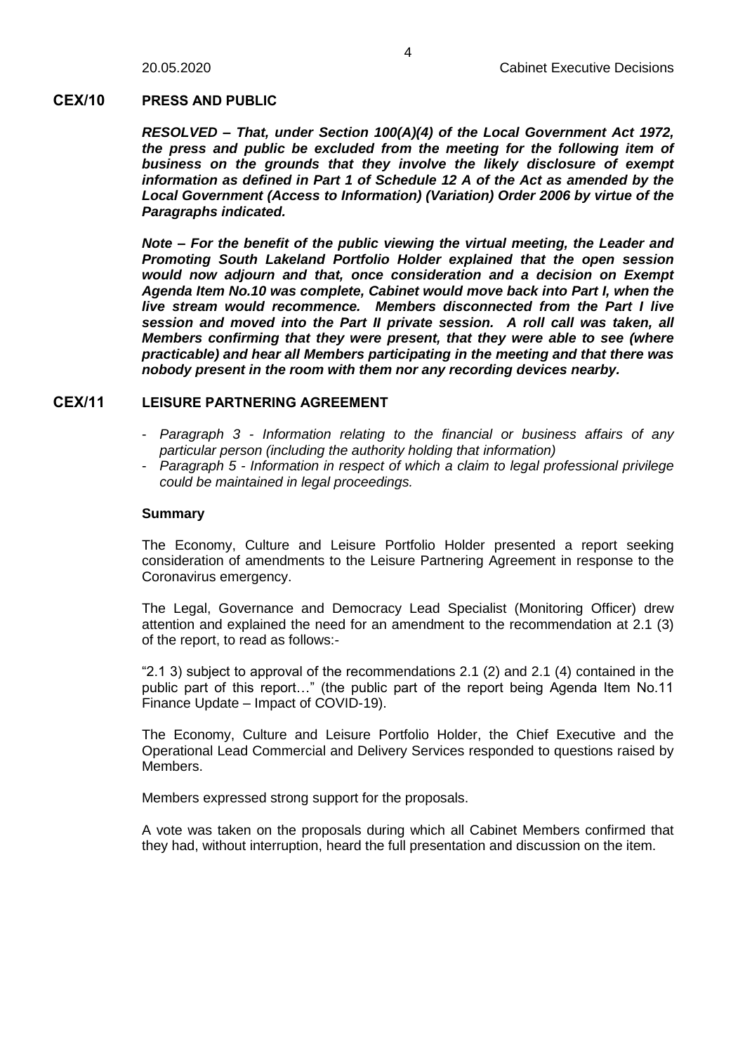## CEX/10 PRESS AND PUBLIC

***RESOLVED – That, under Section 100(A)(4) of the Local Government Act 1972, the press and public be excluded from the meeting for the following item of business on the grounds that they involve the likely disclosure of exempt information as defined in Part 1 of Schedule 12 A of the Act as amended by the Local Government (Access to Information) (Variation) Order 2006 by virtue of the Paragraphs indicated.***

***Note – For the benefit of the public viewing the virtual meeting, the Leader and Promoting South Lakeland Portfolio Holder explained that the open session would now adjourn and that, once consideration and a decision on Exempt Agenda Item No.10 was complete, Cabinet would move back into Part I, when the live stream would recommence. Members disconnected from the Part I live session and moved into the Part II private session. A roll call was taken, all Members confirming that they were present, that they were able to see (where practicable) and hear all Members participating in the meeting and that there was nobody present in the room with them nor any recording devices nearby.***

## CEX/11 LEISURE PARTNERING AGREEMENT

- *Paragraph 3 - Information relating to the financial or business affairs of any particular person (including the authority holding that information)*
- *Paragraph 5 - Information in respect of which a claim to legal professional privilege could be maintained in legal proceedings.*

**Summary**

The Economy, Culture and Leisure Portfolio Holder presented a report seeking consideration of amendments to the Leisure Partnering Agreement in response to the Coronavirus emergency.

The Legal, Governance and Democracy Lead Specialist (Monitoring Officer) drew attention and explained the need for an amendment to the recommendation at 2.1 (3) of the report, to read as follows:-

"2.1 3) subject to approval of the recommendations 2.1 (2) and 2.1 (4) contained in the public part of this report…" (the public part of the report being Agenda Item No.11 Finance Update – Impact of COVID-19).

The Economy, Culture and Leisure Portfolio Holder, the Chief Executive and the Operational Lead Commercial and Delivery Services responded to questions raised by Members.

Members expressed strong support for the proposals.

A vote was taken on the proposals during which all Cabinet Members confirmed that they had, without interruption, heard the full presentation and discussion on the item.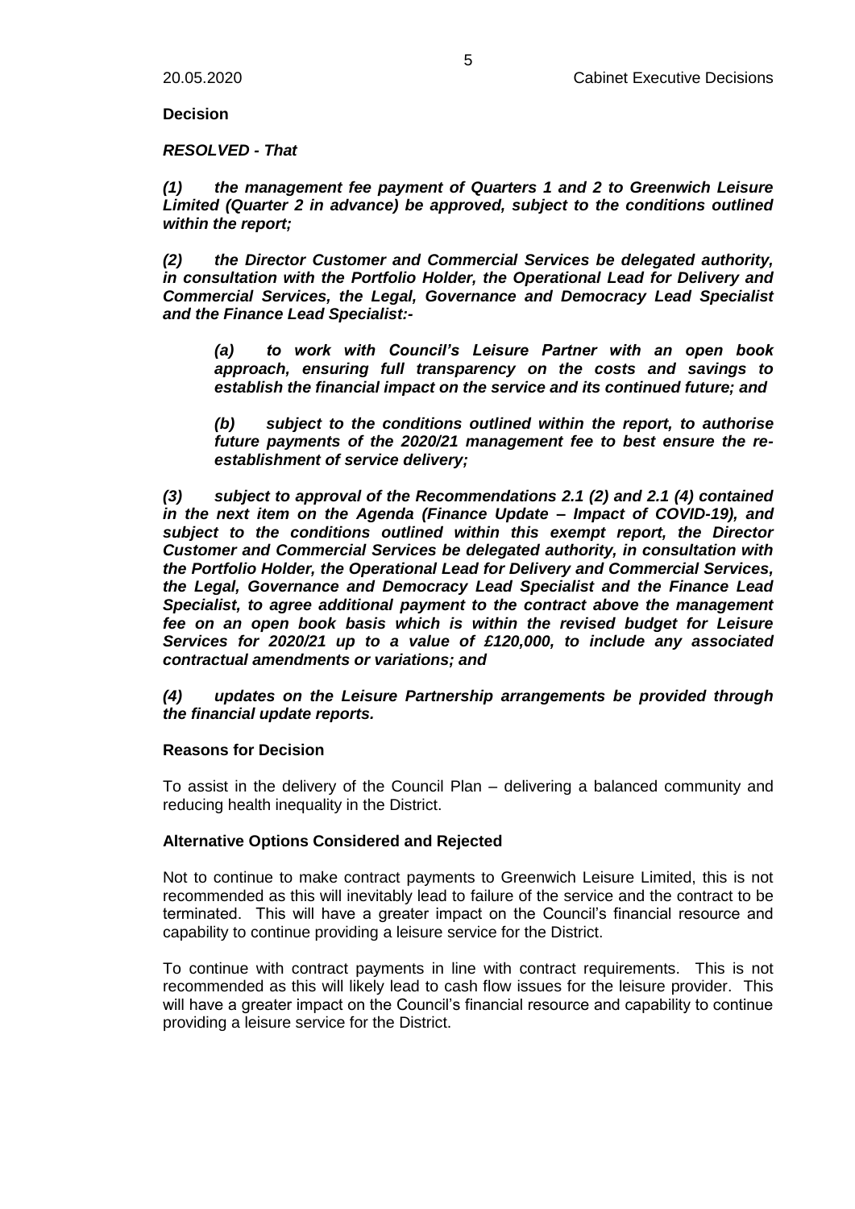**Decision**

***RESOLVED - That***

***(1) the management fee payment of Quarters 1 and 2 to Greenwich Leisure Limited (Quarter 2 in advance) be approved, subject to the conditions outlined within the report;***

***(2) the Director Customer and Commercial Services be delegated authority, in consultation with the Portfolio Holder, the Operational Lead for Delivery and Commercial Services, the Legal, Governance and Democracy Lead Specialist and the Finance Lead Specialist:-***

> ***(a) to work with Council's Leisure Partner with an open book approach, ensuring full transparency on the costs and savings to establish the financial impact on the service and its continued future; and***
>
> ***(b) subject to the conditions outlined within the report, to authorise future payments of the 2020/21 management fee to best ensure the re-establishment of service delivery;***

***(3) subject to approval of the Recommendations 2.1 (2) and 2.1 (4) contained in the next item on the Agenda (Finance Update – Impact of COVID-19), and subject to the conditions outlined within this exempt report, the Director Customer and Commercial Services be delegated authority, in consultation with the Portfolio Holder, the Operational Lead for Delivery and Commercial Services, the Legal, Governance and Democracy Lead Specialist and the Finance Lead Specialist, to agree additional payment to the contract above the management fee on an open book basis which is within the revised budget for Leisure Services for 2020/21 up to a value of £120,000, to include any associated contractual amendments or variations; and***

***(4) updates on the Leisure Partnership arrangements be provided through the financial update reports.***

**Reasons for Decision**

To assist in the delivery of the Council Plan – delivering a balanced community and reducing health inequality in the District.

**Alternative Options Considered and Rejected**

Not to continue to make contract payments to Greenwich Leisure Limited, this is not recommended as this will inevitably lead to failure of the service and the contract to be terminated. This will have a greater impact on the Council's financial resource and capability to continue providing a leisure service for the District.

To continue with contract payments in line with contract requirements. This is not recommended as this will likely lead to cash flow issues for the leisure provider. This will have a greater impact on the Council's financial resource and capability to continue providing a leisure service for the District.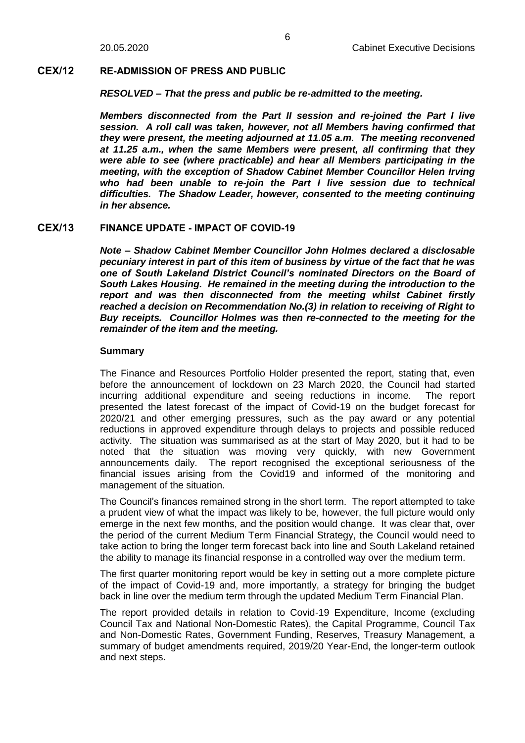## CEX/12 RE-ADMISSION OF PRESS AND PUBLIC

***RESOLVED – That the press and public be re-admitted to the meeting.***

***Members disconnected from the Part II session and re-joined the Part I live session. A roll call was taken, however, not all Members having confirmed that they were present, the meeting adjourned at 11.05 a.m. The meeting reconvened at 11.25 a.m., when the same Members were present, all confirming that they were able to see (where practicable) and hear all Members participating in the meeting, with the exception of Shadow Cabinet Member Councillor Helen Irving who had been unable to re-join the Part I live session due to technical difficulties. The Shadow Leader, however, consented to the meeting continuing in her absence.***

## CEX/13 FINANCE UPDATE - IMPACT OF COVID-19

***Note – Shadow Cabinet Member Councillor John Holmes declared a disclosable pecuniary interest in part of this item of business by virtue of the fact that he was one of South Lakeland District Council's nominated Directors on the Board of South Lakes Housing. He remained in the meeting during the introduction to the report and was then disconnected from the meeting whilst Cabinet firstly reached a decision on Recommendation No.(3) in relation to receiving of Right to Buy receipts. Councillor Holmes was then re-connected to the meeting for the remainder of the item and the meeting.***

**Summary**

The Finance and Resources Portfolio Holder presented the report, stating that, even before the announcement of lockdown on 23 March 2020, the Council had started incurring additional expenditure and seeing reductions in income. The report presented the latest forecast of the impact of Covid-19 on the budget forecast for 2020/21 and other emerging pressures, such as the pay award or any potential reductions in approved expenditure through delays to projects and possible reduced activity. The situation was summarised as at the start of May 2020, but it had to be noted that the situation was moving very quickly, with new Government announcements daily. The report recognised the exceptional seriousness of the financial issues arising from the Covid19 and informed of the monitoring and management of the situation.

The Council's finances remained strong in the short term. The report attempted to take a prudent view of what the impact was likely to be, however, the full picture would only emerge in the next few months, and the position would change. It was clear that, over the period of the current Medium Term Financial Strategy, the Council would need to take action to bring the longer term forecast back into line and South Lakeland retained the ability to manage its financial response in a controlled way over the medium term.

The first quarter monitoring report would be key in setting out a more complete picture of the impact of Covid-19 and, more importantly, a strategy for bringing the budget back in line over the medium term through the updated Medium Term Financial Plan.

The report provided details in relation to Covid-19 Expenditure, Income (excluding Council Tax and National Non-Domestic Rates), the Capital Programme, Council Tax and Non-Domestic Rates, Government Funding, Reserves, Treasury Management, a summary of budget amendments required, 2019/20 Year-End, the longer-term outlook and next steps.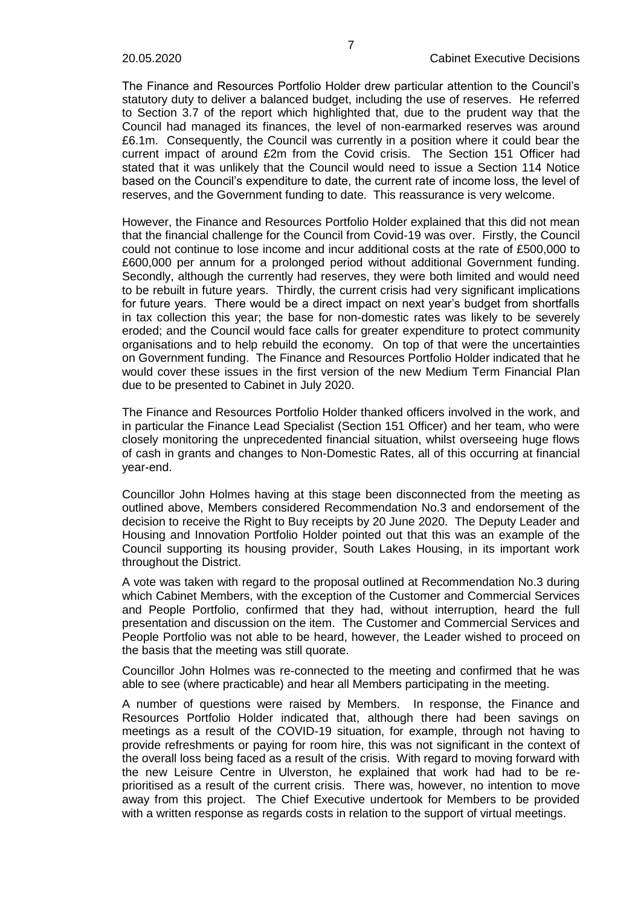The Finance and Resources Portfolio Holder drew particular attention to the Council's statutory duty to deliver a balanced budget, including the use of reserves. He referred to Section 3.7 of the report which highlighted that, due to the prudent way that the Council had managed its finances, the level of non-earmarked reserves was around £6.1m. Consequently, the Council was currently in a position where it could bear the current impact of around £2m from the Covid crisis. The Section 151 Officer had stated that it was unlikely that the Council would need to issue a Section 114 Notice based on the Council's expenditure to date, the current rate of income loss, the level of reserves, and the Government funding to date. This reassurance is very welcome.

However, the Finance and Resources Portfolio Holder explained that this did not mean that the financial challenge for the Council from Covid-19 was over. Firstly, the Council could not continue to lose income and incur additional costs at the rate of £500,000 to £600,000 per annum for a prolonged period without additional Government funding. Secondly, although the currently had reserves, they were both limited and would need to be rebuilt in future years. Thirdly, the current crisis had very significant implications for future years. There would be a direct impact on next year's budget from shortfalls in tax collection this year; the base for non-domestic rates was likely to be severely eroded; and the Council would face calls for greater expenditure to protect community organisations and to help rebuild the economy. On top of that were the uncertainties on Government funding. The Finance and Resources Portfolio Holder indicated that he would cover these issues in the first version of the new Medium Term Financial Plan due to be presented to Cabinet in July 2020.

The Finance and Resources Portfolio Holder thanked officers involved in the work, and in particular the Finance Lead Specialist (Section 151 Officer) and her team, who were closely monitoring the unprecedented financial situation, whilst overseeing huge flows of cash in grants and changes to Non-Domestic Rates, all of this occurring at financial year-end.

Councillor John Holmes having at this stage been disconnected from the meeting as outlined above, Members considered Recommendation No.3 and endorsement of the decision to receive the Right to Buy receipts by 20 June 2020. The Deputy Leader and Housing and Innovation Portfolio Holder pointed out that this was an example of the Council supporting its housing provider, South Lakes Housing, in its important work throughout the District.

A vote was taken with regard to the proposal outlined at Recommendation No.3 during which Cabinet Members, with the exception of the Customer and Commercial Services and People Portfolio, confirmed that they had, without interruption, heard the full presentation and discussion on the item. The Customer and Commercial Services and People Portfolio was not able to be heard, however, the Leader wished to proceed on the basis that the meeting was still quorate.

Councillor John Holmes was re-connected to the meeting and confirmed that he was able to see (where practicable) and hear all Members participating in the meeting.

A number of questions were raised by Members. In response, the Finance and Resources Portfolio Holder indicated that, although there had been savings on meetings as a result of the COVID-19 situation, for example, through not having to provide refreshments or paying for room hire, this was not significant in the context of the overall loss being faced as a result of the crisis. With regard to moving forward with the new Leisure Centre in Ulverston, he explained that work had had to be re-prioritised as a result of the current crisis. There was, however, no intention to move away from this project. The Chief Executive undertook for Members to be provided with a written response as regards costs in relation to the support of virtual meetings.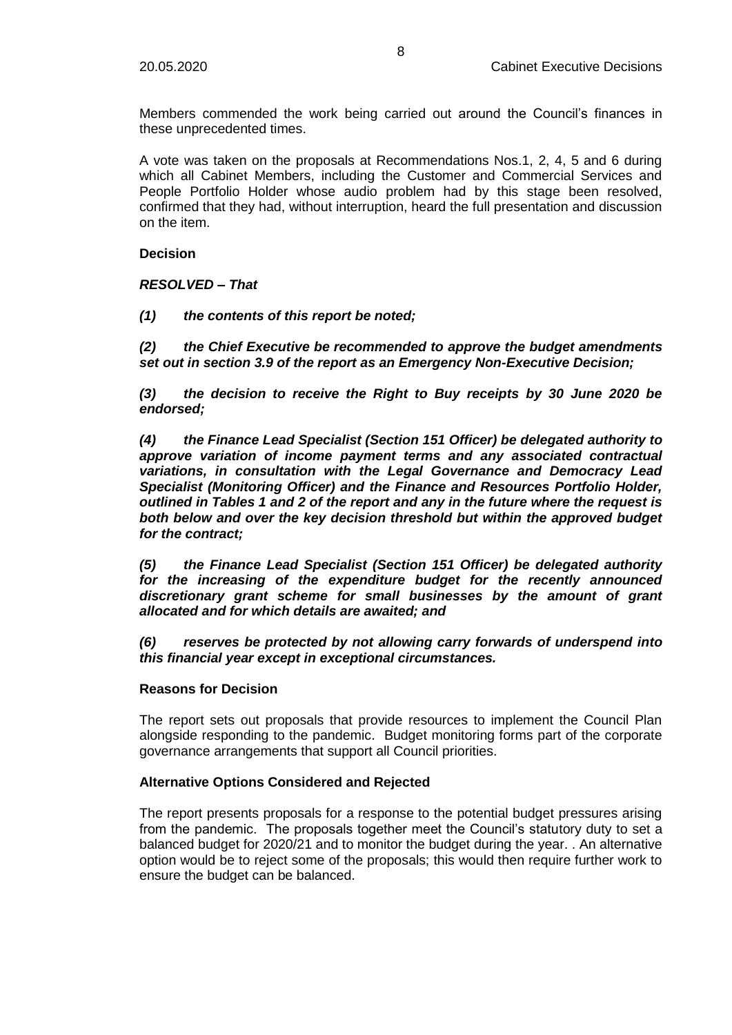Members commended the work being carried out around the Council's finances in these unprecedented times.

A vote was taken on the proposals at Recommendations Nos.1, 2, 4, 5 and 6 during which all Cabinet Members, including the Customer and Commercial Services and People Portfolio Holder whose audio problem had by this stage been resolved, confirmed that they had, without interruption, heard the full presentation and discussion on the item.

**Decision**

***RESOLVED – That***

***(1) the contents of this report be noted;***

***(2) the Chief Executive be recommended to approve the budget amendments set out in section 3.9 of the report as an Emergency Non-Executive Decision;***

***(3) the decision to receive the Right to Buy receipts by 30 June 2020 be endorsed;***

***(4) the Finance Lead Specialist (Section 151 Officer) be delegated authority to approve variation of income payment terms and any associated contractual variations, in consultation with the Legal Governance and Democracy Lead Specialist (Monitoring Officer) and the Finance and Resources Portfolio Holder, outlined in Tables 1 and 2 of the report and any in the future where the request is both below and over the key decision threshold but within the approved budget for the contract;***

***(5) the Finance Lead Specialist (Section 151 Officer) be delegated authority for the increasing of the expenditure budget for the recently announced discretionary grant scheme for small businesses by the amount of grant allocated and for which details are awaited; and***

***(6) reserves be protected by not allowing carry forwards of underspend into this financial year except in exceptional circumstances.***

**Reasons for Decision**

The report sets out proposals that provide resources to implement the Council Plan alongside responding to the pandemic. Budget monitoring forms part of the corporate governance arrangements that support all Council priorities.

**Alternative Options Considered and Rejected**

The report presents proposals for a response to the potential budget pressures arising from the pandemic. The proposals together meet the Council's statutory duty to set a balanced budget for 2020/21 and to monitor the budget during the year. . An alternative option would be to reject some of the proposals; this would then require further work to ensure the budget can be balanced.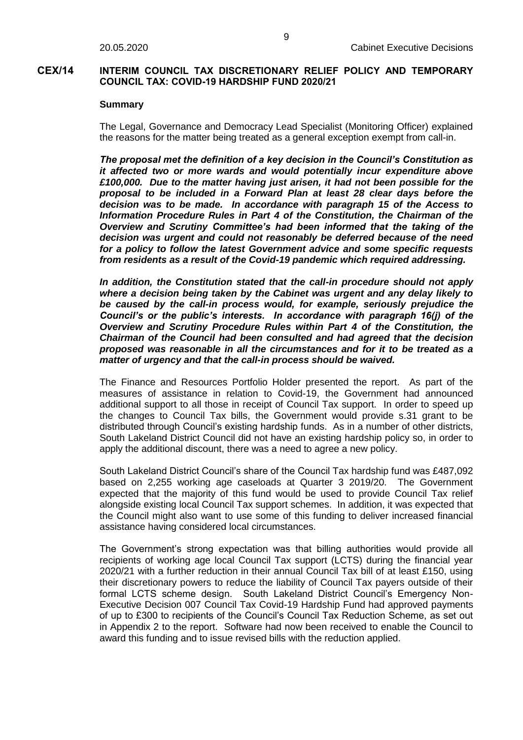## CEX/14 INTERIM COUNCIL TAX DISCRETIONARY RELIEF POLICY AND TEMPORARY COUNCIL TAX: COVID-19 HARDSHIP FUND 2020/21

### Summary

The Legal, Governance and Democracy Lead Specialist (Monitoring Officer) explained the reasons for the matter being treated as a general exception exempt from call-in.

***The proposal met the definition of a key decision in the Council's Constitution as it affected two or more wards and would potentially incur expenditure above £100,000. Due to the matter having just arisen, it had not been possible for the proposal to be included in a Forward Plan at least 28 clear days before the decision was to be made. In accordance with paragraph 15 of the Access to Information Procedure Rules in Part 4 of the Constitution, the Chairman of the Overview and Scrutiny Committee's had been informed that the taking of the decision was urgent and could not reasonably be deferred because of the need for a policy to follow the latest Government advice and some specific requests from residents as a result of the Covid-19 pandemic which required addressing.***

***In addition, the Constitution stated that the call-in procedure should not apply where a decision being taken by the Cabinet was urgent and any delay likely to be caused by the call-in process would, for example, seriously prejudice the Council's or the public's interests. In accordance with paragraph 16(j) of the Overview and Scrutiny Procedure Rules within Part 4 of the Constitution, the Chairman of the Council had been consulted and had agreed that the decision proposed was reasonable in all the circumstances and for it to be treated as a matter of urgency and that the call-in process should be waived.***

The Finance and Resources Portfolio Holder presented the report. As part of the measures of assistance in relation to Covid-19, the Government had announced additional support to all those in receipt of Council Tax support. In order to speed up the changes to Council Tax bills, the Government would provide s.31 grant to be distributed through Council's existing hardship funds. As in a number of other districts, South Lakeland District Council did not have an existing hardship policy so, in order to apply the additional discount, there was a need to agree a new policy.

South Lakeland District Council's share of the Council Tax hardship fund was £487,092 based on 2,255 working age caseloads at Quarter 3 2019/20. The Government expected that the majority of this fund would be used to provide Council Tax relief alongside existing local Council Tax support schemes. In addition, it was expected that the Council might also want to use some of this funding to deliver increased financial assistance having considered local circumstances.

The Government's strong expectation was that billing authorities would provide all recipients of working age local Council Tax support (LCTS) during the financial year 2020/21 with a further reduction in their annual Council Tax bill of at least £150, using their discretionary powers to reduce the liability of Council Tax payers outside of their formal LCTS scheme design. South Lakeland District Council's Emergency Non-Executive Decision 007 Council Tax Covid-19 Hardship Fund had approved payments of up to £300 to recipients of the Council's Council Tax Reduction Scheme, as set out in Appendix 2 to the report. Software had now been received to enable the Council to award this funding and to issue revised bills with the reduction applied.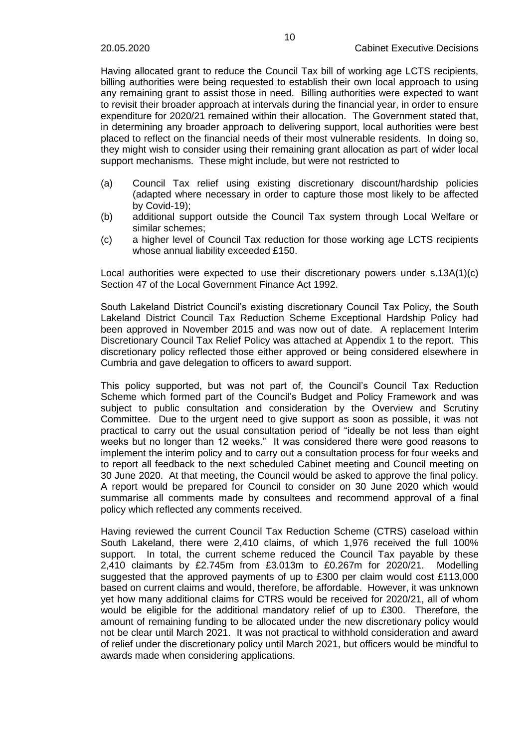Having allocated grant to reduce the Council Tax bill of working age LCTS recipients, billing authorities were being requested to establish their own local approach to using any remaining grant to assist those in need. Billing authorities were expected to want to revisit their broader approach at intervals during the financial year, in order to ensure expenditure for 2020/21 remained within their allocation. The Government stated that, in determining any broader approach to delivering support, local authorities were best placed to reflect on the financial needs of their most vulnerable residents. In doing so, they might wish to consider using their remaining grant allocation as part of wider local support mechanisms. These might include, but were not restricted to

(a) Council Tax relief using existing discretionary discount/hardship policies (adapted where necessary in order to capture those most likely to be affected by Covid-19);

(b) additional support outside the Council Tax system through Local Welfare or similar schemes;

(c) a higher level of Council Tax reduction for those working age LCTS recipients whose annual liability exceeded £150.

Local authorities were expected to use their discretionary powers under s.13A(1)(c) Section 47 of the Local Government Finance Act 1992.

South Lakeland District Council's existing discretionary Council Tax Policy, the South Lakeland District Council Tax Reduction Scheme Exceptional Hardship Policy had been approved in November 2015 and was now out of date. A replacement Interim Discretionary Council Tax Relief Policy was attached at Appendix 1 to the report. This discretionary policy reflected those either approved or being considered elsewhere in Cumbria and gave delegation to officers to award support.

This policy supported, but was not part of, the Council's Council Tax Reduction Scheme which formed part of the Council's Budget and Policy Framework and was subject to public consultation and consideration by the Overview and Scrutiny Committee. Due to the urgent need to give support as soon as possible, it was not practical to carry out the usual consultation period of "ideally be not less than eight weeks but no longer than 12 weeks." It was considered there were good reasons to implement the interim policy and to carry out a consultation process for four weeks and to report all feedback to the next scheduled Cabinet meeting and Council meeting on 30 June 2020. At that meeting, the Council would be asked to approve the final policy. A report would be prepared for Council to consider on 30 June 2020 which would summarise all comments made by consultees and recommend approval of a final policy which reflected any comments received.

Having reviewed the current Council Tax Reduction Scheme (CTRS) caseload within South Lakeland, there were 2,410 claims, of which 1,976 received the full 100% support. In total, the current scheme reduced the Council Tax payable by these 2,410 claimants by £2.745m from £3.013m to £0.267m for 2020/21. Modelling suggested that the approved payments of up to £300 per claim would cost £113,000 based on current claims and would, therefore, be affordable. However, it was unknown yet how many additional claims for CTRS would be received for 2020/21, all of whom would be eligible for the additional mandatory relief of up to £300. Therefore, the amount of remaining funding to be allocated under the new discretionary policy would not be clear until March 2021. It was not practical to withhold consideration and award of relief under the discretionary policy until March 2021, but officers would be mindful to awards made when considering applications.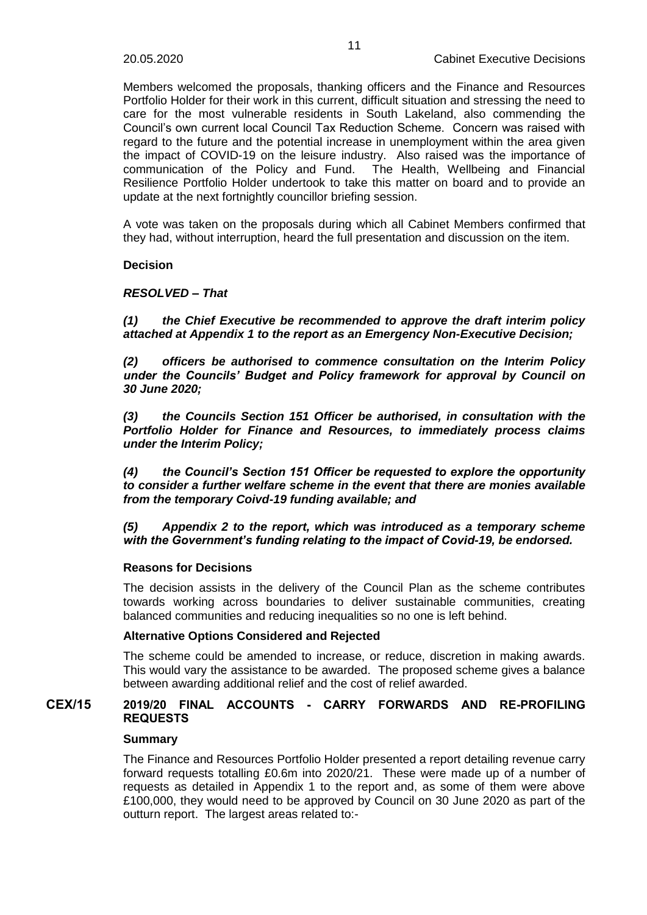Members welcomed the proposals, thanking officers and the Finance and Resources Portfolio Holder for their work in this current, difficult situation and stressing the need to care for the most vulnerable residents in South Lakeland, also commending the Council's own current local Council Tax Reduction Scheme. Concern was raised with regard to the future and the potential increase in unemployment within the area given the impact of COVID-19 on the leisure industry. Also raised was the importance of communication of the Policy and Fund. The Health, Wellbeing and Financial Resilience Portfolio Holder undertook to take this matter on board and to provide an update at the next fortnightly councillor briefing session.

A vote was taken on the proposals during which all Cabinet Members confirmed that they had, without interruption, heard the full presentation and discussion on the item.

**Decision**

***RESOLVED – That***

***(1) the Chief Executive be recommended to approve the draft interim policy attached at Appendix 1 to the report as an Emergency Non-Executive Decision;***

***(2) officers be authorised to commence consultation on the Interim Policy under the Councils' Budget and Policy framework for approval by Council on 30 June 2020;***

***(3) the Councils Section 151 Officer be authorised, in consultation with the Portfolio Holder for Finance and Resources, to immediately process claims under the Interim Policy;***

***(4) the Council's Section 151 Officer be requested to explore the opportunity to consider a further welfare scheme in the event that there are monies available from the temporary Coivd-19 funding available; and***

***(5) Appendix 2 to the report, which was introduced as a temporary scheme with the Government's funding relating to the impact of Covid-19, be endorsed.***

**Reasons for Decisions**

The decision assists in the delivery of the Council Plan as the scheme contributes towards working across boundaries to deliver sustainable communities, creating balanced communities and reducing inequalities so no one is left behind.

**Alternative Options Considered and Rejected**

The scheme could be amended to increase, or reduce, discretion in making awards. This would vary the assistance to be awarded. The proposed scheme gives a balance between awarding additional relief and the cost of relief awarded.

## CEX/15 2019/20 FINAL ACCOUNTS - CARRY FORWARDS AND RE-PROFILING REQUESTS

**Summary**

The Finance and Resources Portfolio Holder presented a report detailing revenue carry forward requests totalling £0.6m into 2020/21. These were made up of a number of requests as detailed in Appendix 1 to the report and, as some of them were above £100,000, they would need to be approved by Council on 30 June 2020 as part of the outturn report. The largest areas related to:-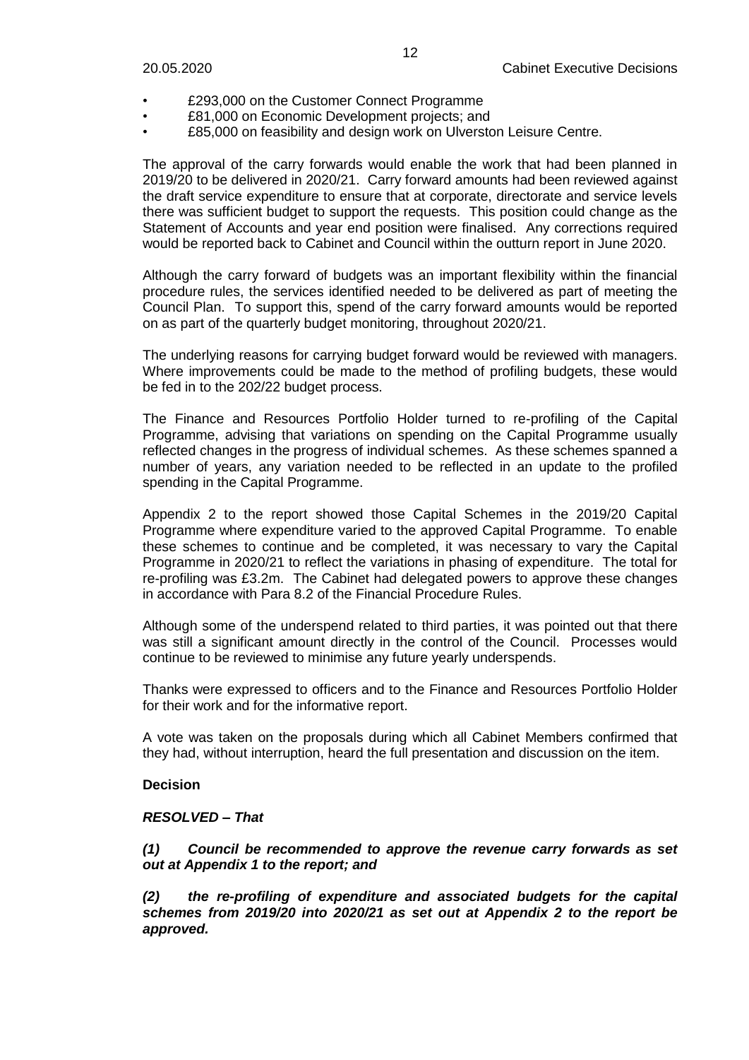- £293,000 on the Customer Connect Programme
- £81,000 on Economic Development projects; and
- £85,000 on feasibility and design work on Ulverston Leisure Centre.

The approval of the carry forwards would enable the work that had been planned in 2019/20 to be delivered in 2020/21. Carry forward amounts had been reviewed against the draft service expenditure to ensure that at corporate, directorate and service levels there was sufficient budget to support the requests. This position could change as the Statement of Accounts and year end position were finalised. Any corrections required would be reported back to Cabinet and Council within the outturn report in June 2020.

Although the carry forward of budgets was an important flexibility within the financial procedure rules, the services identified needed to be delivered as part of meeting the Council Plan. To support this, spend of the carry forward amounts would be reported on as part of the quarterly budget monitoring, throughout 2020/21.

The underlying reasons for carrying budget forward would be reviewed with managers. Where improvements could be made to the method of profiling budgets, these would be fed in to the 202/22 budget process.

The Finance and Resources Portfolio Holder turned to re-profiling of the Capital Programme, advising that variations on spending on the Capital Programme usually reflected changes in the progress of individual schemes. As these schemes spanned a number of years, any variation needed to be reflected in an update to the profiled spending in the Capital Programme.

Appendix 2 to the report showed those Capital Schemes in the 2019/20 Capital Programme where expenditure varied to the approved Capital Programme. To enable these schemes to continue and be completed, it was necessary to vary the Capital Programme in 2020/21 to reflect the variations in phasing of expenditure. The total for re-profiling was £3.2m. The Cabinet had delegated powers to approve these changes in accordance with Para 8.2 of the Financial Procedure Rules.

Although some of the underspend related to third parties, it was pointed out that there was still a significant amount directly in the control of the Council. Processes would continue to be reviewed to minimise any future yearly underspends.

Thanks were expressed to officers and to the Finance and Resources Portfolio Holder for their work and for the informative report.

A vote was taken on the proposals during which all Cabinet Members confirmed that they had, without interruption, heard the full presentation and discussion on the item.

**Decision**

***RESOLVED – That***

***(1) Council be recommended to approve the revenue carry forwards as set out at Appendix 1 to the report; and***

***(2) the re-profiling of expenditure and associated budgets for the capital schemes from 2019/20 into 2020/21 as set out at Appendix 2 to the report be approved.***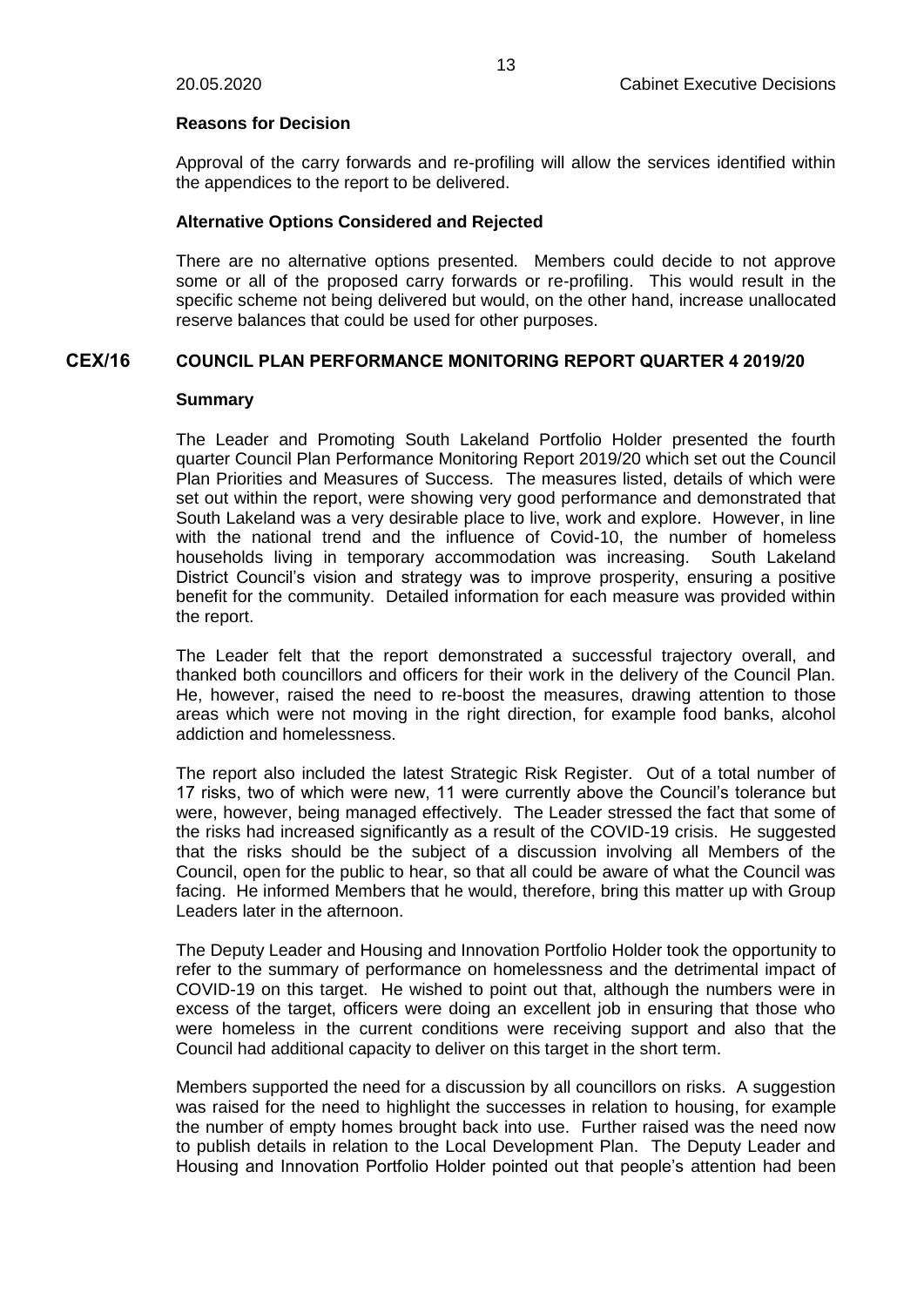**Reasons for Decision**

Approval of the carry forwards and re-profiling will allow the services identified within the appendices to the report to be delivered.

**Alternative Options Considered and Rejected**

There are no alternative options presented. Members could decide to not approve some or all of the proposed carry forwards or re-profiling. This would result in the specific scheme not being delivered but would, on the other hand, increase unallocated reserve balances that could be used for other purposes.

## CEX/16 COUNCIL PLAN PERFORMANCE MONITORING REPORT QUARTER 4 2019/20

**Summary**

The Leader and Promoting South Lakeland Portfolio Holder presented the fourth quarter Council Plan Performance Monitoring Report 2019/20 which set out the Council Plan Priorities and Measures of Success. The measures listed, details of which were set out within the report, were showing very good performance and demonstrated that South Lakeland was a very desirable place to live, work and explore. However, in line with the national trend and the influence of Covid-10, the number of homeless households living in temporary accommodation was increasing. South Lakeland District Council's vision and strategy was to improve prosperity, ensuring a positive benefit for the community. Detailed information for each measure was provided within the report.

The Leader felt that the report demonstrated a successful trajectory overall, and thanked both councillors and officers for their work in the delivery of the Council Plan. He, however, raised the need to re-boost the measures, drawing attention to those areas which were not moving in the right direction, for example food banks, alcohol addiction and homelessness.

The report also included the latest Strategic Risk Register. Out of a total number of 17 risks, two of which were new, 11 were currently above the Council's tolerance but were, however, being managed effectively. The Leader stressed the fact that some of the risks had increased significantly as a result of the COVID-19 crisis. He suggested that the risks should be the subject of a discussion involving all Members of the Council, open for the public to hear, so that all could be aware of what the Council was facing. He informed Members that he would, therefore, bring this matter up with Group Leaders later in the afternoon.

The Deputy Leader and Housing and Innovation Portfolio Holder took the opportunity to refer to the summary of performance on homelessness and the detrimental impact of COVID-19 on this target. He wished to point out that, although the numbers were in excess of the target, officers were doing an excellent job in ensuring that those who were homeless in the current conditions were receiving support and also that the Council had additional capacity to deliver on this target in the short term.

Members supported the need for a discussion by all councillors on risks. A suggestion was raised for the need to highlight the successes in relation to housing, for example the number of empty homes brought back into use. Further raised was the need now to publish details in relation to the Local Development Plan. The Deputy Leader and Housing and Innovation Portfolio Holder pointed out that people's attention had been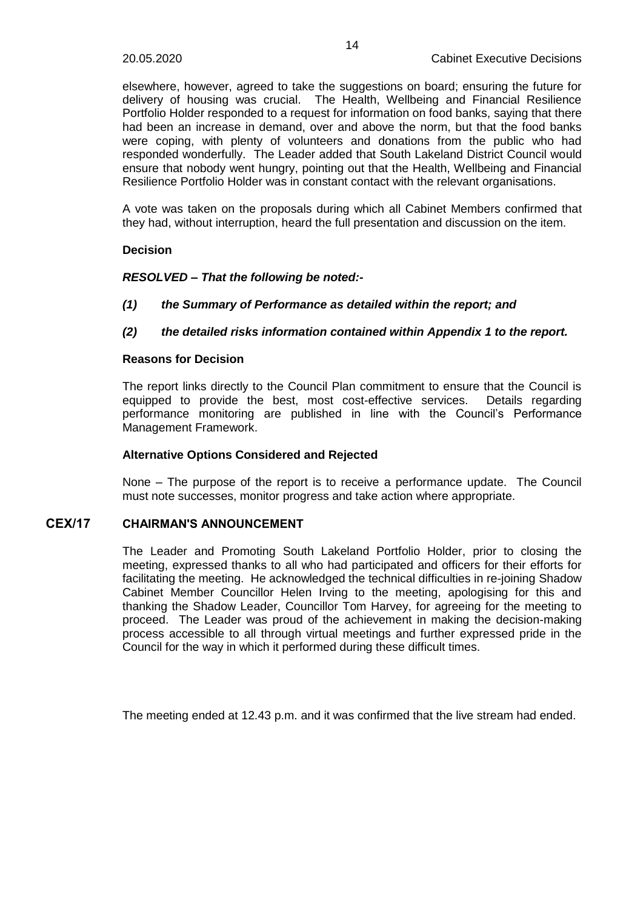elsewhere, however, agreed to take the suggestions on board; ensuring the future for delivery of housing was crucial. The Health, Wellbeing and Financial Resilience Portfolio Holder responded to a request for information on food banks, saying that there had been an increase in demand, over and above the norm, but that the food banks were coping, with plenty of volunteers and donations from the public who had responded wonderfully. The Leader added that South Lakeland District Council would ensure that nobody went hungry, pointing out that the Health, Wellbeing and Financial Resilience Portfolio Holder was in constant contact with the relevant organisations.

A vote was taken on the proposals during which all Cabinet Members confirmed that they had, without interruption, heard the full presentation and discussion on the item.

**Decision**

***RESOLVED – That the following be noted:-***

***(1) the Summary of Performance as detailed within the report; and***

***(2) the detailed risks information contained within Appendix 1 to the report.***

**Reasons for Decision**

The report links directly to the Council Plan commitment to ensure that the Council is equipped to provide the best, most cost-effective services. Details regarding performance monitoring are published in line with the Council's Performance Management Framework.

**Alternative Options Considered and Rejected**

None – The purpose of the report is to receive a performance update. The Council must note successes, monitor progress and take action where appropriate.

## CEX/17 CHAIRMAN'S ANNOUNCEMENT

The Leader and Promoting South Lakeland Portfolio Holder, prior to closing the meeting, expressed thanks to all who had participated and officers for their efforts for facilitating the meeting. He acknowledged the technical difficulties in re-joining Shadow Cabinet Member Councillor Helen Irving to the meeting, apologising for this and thanking the Shadow Leader, Councillor Tom Harvey, for agreeing for the meeting to proceed. The Leader was proud of the achievement in making the decision-making process accessible to all through virtual meetings and further expressed pride in the Council for the way in which it performed during these difficult times.

The meeting ended at 12.43 p.m. and it was confirmed that the live stream had ended.